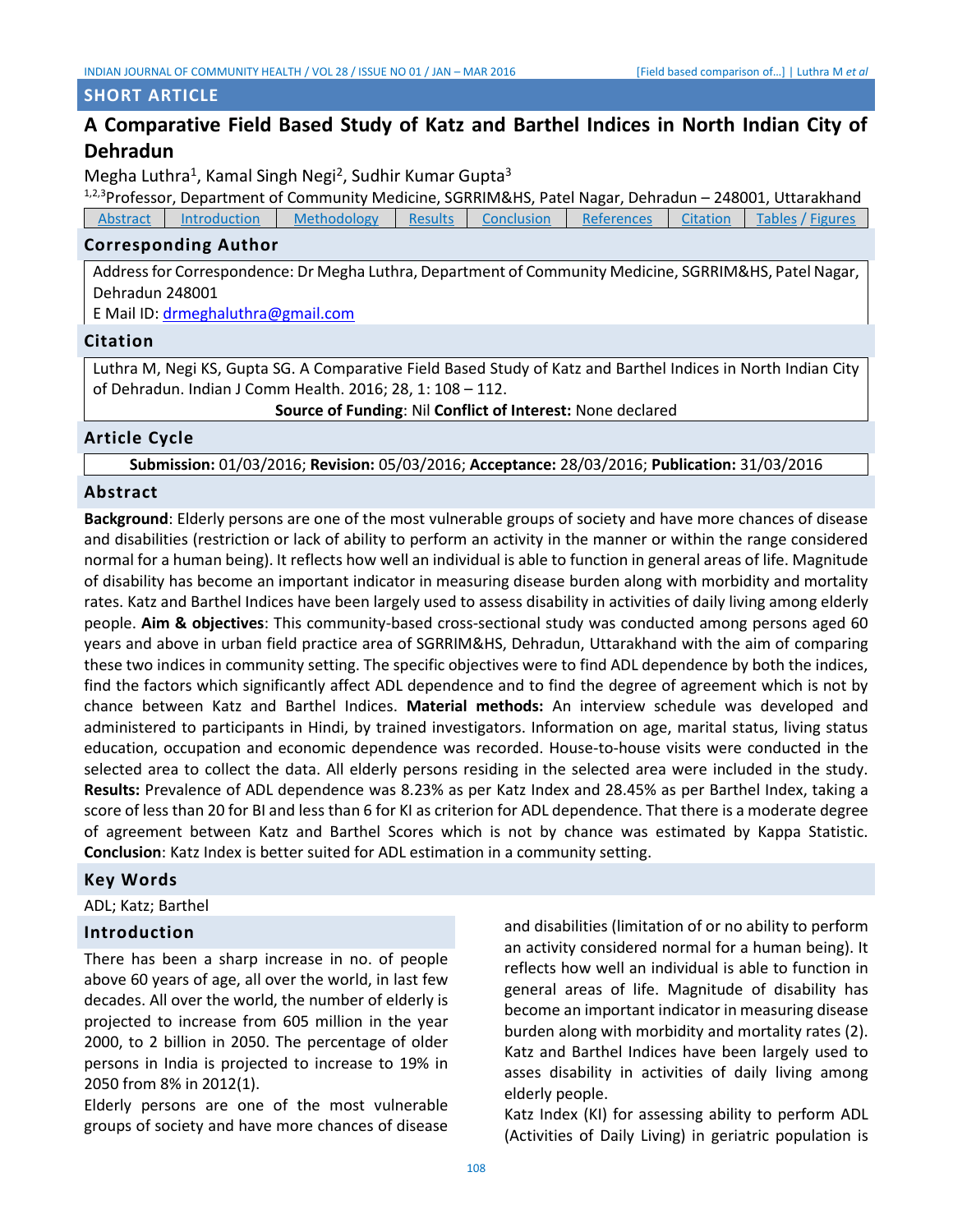## SHORT ARTICLE

# A Comparative Field Based Study of Katz and Barthel Indices in North Indian City of Dehradun

Megha Luthra[1], Kamal Singh Negi[2], Sudhir Kumar Gupta[3]

[1,2,3]Professor, Department of Community Medicine, SGRRIM&HS, Patel Nagar, Dehradun – 248001, Uttarakhand

| Abstract | Introduction | Methodology | Results | Conclusion | References | Citation | Tables / Figures |
|---|---|---|---|---|---|---|---|

## Corresponding Author

Address for Correspondence: Dr Megha Luthra, Department of Community Medicine, SGRRIM&HS, Patel Nagar, Dehradun 248001

E Mail ID: drmeghaluthra@gmail.com

## Citation

Luthra M, Negi KS, Gupta SG. A Comparative Field Based Study of Katz and Barthel Indices in North Indian City of Dehradun. Indian J Comm Health. 2016; 28, 1: 108 – 112.

**Source of Funding**: Nil **Conflict of Interest:** None declared

## Article Cycle

**Submission:** 01/03/2016; **Revision:** 05/03/2016; **Acceptance:** 28/03/2016; **Publication:** 31/03/2016

## Abstract

**Background**: Elderly persons are one of the most vulnerable groups of society and have more chances of disease and disabilities (restriction or lack of ability to perform an activity in the manner or within the range considered normal for a human being). It reflects how well an individual is able to function in general areas of life. Magnitude of disability has become an important indicator in measuring disease burden along with morbidity and mortality rates. Katz and Barthel Indices have been largely used to assess disability in activities of daily living among elderly people. **Aim & objectives**: This community-based cross-sectional study was conducted among persons aged 60 years and above in urban field practice area of SGRRIM&HS, Dehradun, Uttarakhand with the aim of comparing these two indices in community setting. The specific objectives were to find ADL dependence by both the indices, find the factors which significantly affect ADL dependence and to find the degree of agreement which is not by chance between Katz and Barthel Indices. **Material methods:** An interview schedule was developed and administered to participants in Hindi, by trained investigators. Information on age, marital status, living status education, occupation and economic dependence was recorded. House-to-house visits were conducted in the selected area to collect the data. All elderly persons residing in the selected area were included in the study. **Results:** Prevalence of ADL dependence was 8.23% as per Katz Index and 28.45% as per Barthel Index, taking a score of less than 20 for BI and less than 6 for KI as criterion for ADL dependence. That there is a moderate degree of agreement between Katz and Barthel Scores which is not by chance was estimated by Kappa Statistic. **Conclusion**: Katz Index is better suited for ADL estimation in a community setting.

## Key Words

ADL; Katz; Barthel

## Introduction

There has been a sharp increase in no. of people above 60 years of age, all over the world, in last few decades. All over the world, the number of elderly is projected to increase from 605 million in the year 2000, to 2 billion in 2050. The percentage of older persons in India is projected to increase to 19% in 2050 from 8% in 2012(1).

Elderly persons are one of the most vulnerable groups of society and have more chances of disease and disabilities (limitation of or no ability to perform an activity considered normal for a human being). It reflects how well an individual is able to function in general areas of life. Magnitude of disability has become an important indicator in measuring disease burden along with morbidity and mortality rates (2). Katz and Barthel Indices have been largely used to asses disability in activities of daily living among elderly people.

Katz Index (KI) for assessing ability to perform ADL (Activities of Daily Living) in geriatric population is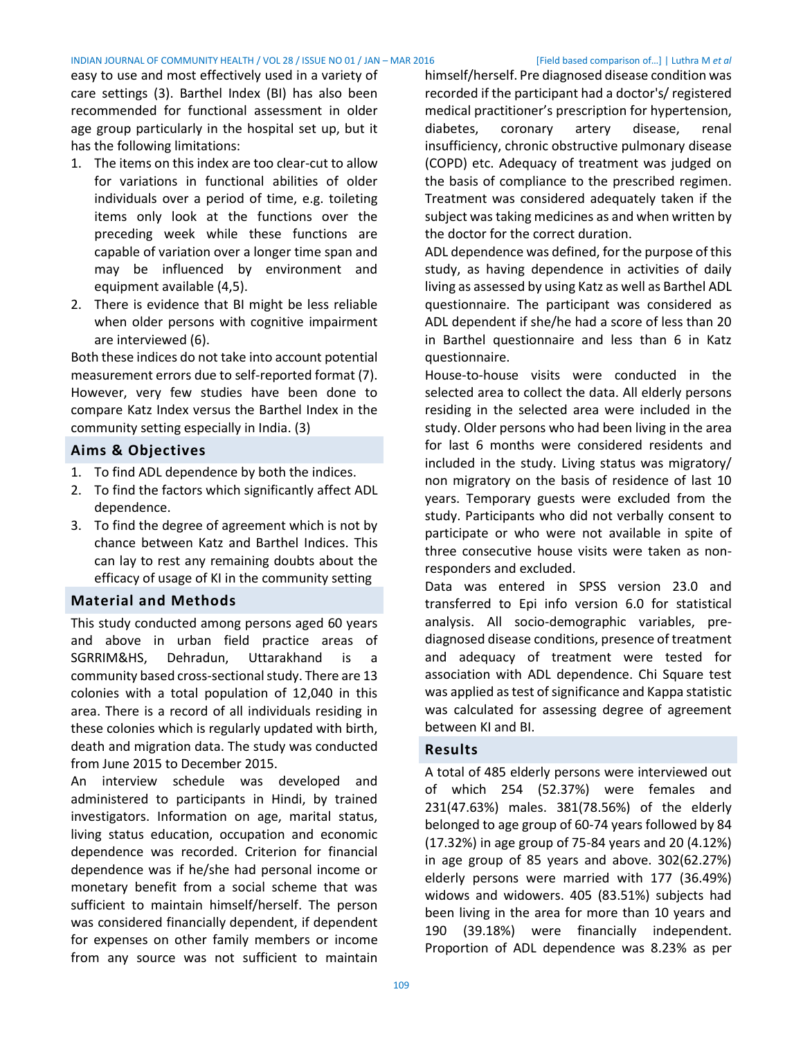easy to use and most effectively used in a variety of care settings (3). Barthel Index (BI) has also been recommended for functional assessment in older age group particularly in the hospital set up, but it has the following limitations:

1. The items on this index are too clear-cut to allow for variations in functional abilities of older individuals over a period of time, e.g. toileting items only look at the functions over the preceding week while these functions are capable of variation over a longer time span and may be influenced by environment and equipment available (4,5).
2. There is evidence that BI might be less reliable when older persons with cognitive impairment are interviewed (6).

Both these indices do not take into account potential measurement errors due to self-reported format (7). However, very few studies have been done to compare Katz Index versus the Barthel Index in the community setting especially in India. (3)

## Aims & Objectives

1. To find ADL dependence by both the indices.
2. To find the factors which significantly affect ADL dependence.
3. To find the degree of agreement which is not by chance between Katz and Barthel Indices. This can lay to rest any remaining doubts about the efficacy of usage of KI in the community setting

## Material and Methods

This study conducted among persons aged 60 years and above in urban field practice areas of SGRRIM&HS, Dehradun, Uttarakhand is a community based cross-sectional study. There are 13 colonies with a total population of 12,040 in this area. There is a record of all individuals residing in these colonies which is regularly updated with birth, death and migration data. The study was conducted from June 2015 to December 2015.

An interview schedule was developed and administered to participants in Hindi, by trained investigators. Information on age, marital status, living status education, occupation and economic dependence was recorded. Criterion for financial dependence was if he/she had personal income or monetary benefit from a social scheme that was sufficient to maintain himself/herself. The person was considered financially dependent, if dependent for expenses on other family members or income from any source was not sufficient to maintain himself/herself. Pre diagnosed disease condition was recorded if the participant had a doctor's/ registered medical practitioner's prescription for hypertension, diabetes, coronary artery disease, renal insufficiency, chronic obstructive pulmonary disease (COPD) etc. Adequacy of treatment was judged on the basis of compliance to the prescribed regimen. Treatment was considered adequately taken if the subject was taking medicines as and when written by the doctor for the correct duration.

ADL dependence was defined, for the purpose of this study, as having dependence in activities of daily living as assessed by using Katz as well as Barthel ADL questionnaire. The participant was considered as ADL dependent if she/he had a score of less than 20 in Barthel questionnaire and less than 6 in Katz questionnaire.

House-to-house visits were conducted in the selected area to collect the data. All elderly persons residing in the selected area were included in the study. Older persons who had been living in the area for last 6 months were considered residents and included in the study. Living status was migratory/ non migratory on the basis of residence of last 10 years. Temporary guests were excluded from the study. Participants who did not verbally consent to participate or who were not available in spite of three consecutive house visits were taken as non-responders and excluded.

Data was entered in SPSS version 23.0 and transferred to Epi info version 6.0 for statistical analysis. All socio-demographic variables, pre-diagnosed disease conditions, presence of treatment and adequacy of treatment were tested for association with ADL dependence. Chi Square test was applied as test of significance and Kappa statistic was calculated for assessing degree of agreement between KI and BI.

## Results

A total of 485 elderly persons were interviewed out of which 254 (52.37%) were females and 231(47.63%) males. 381(78.56%) of the elderly belonged to age group of 60-74 years followed by 84 (17.32%) in age group of 75-84 years and 20 (4.12%) in age group of 85 years and above. 302(62.27%) elderly persons were married with 177 (36.49%) widows and widowers. 405 (83.51%) subjects had been living in the area for more than 10 years and 190 (39.18%) were financially independent. Proportion of ADL dependence was 8.23% as per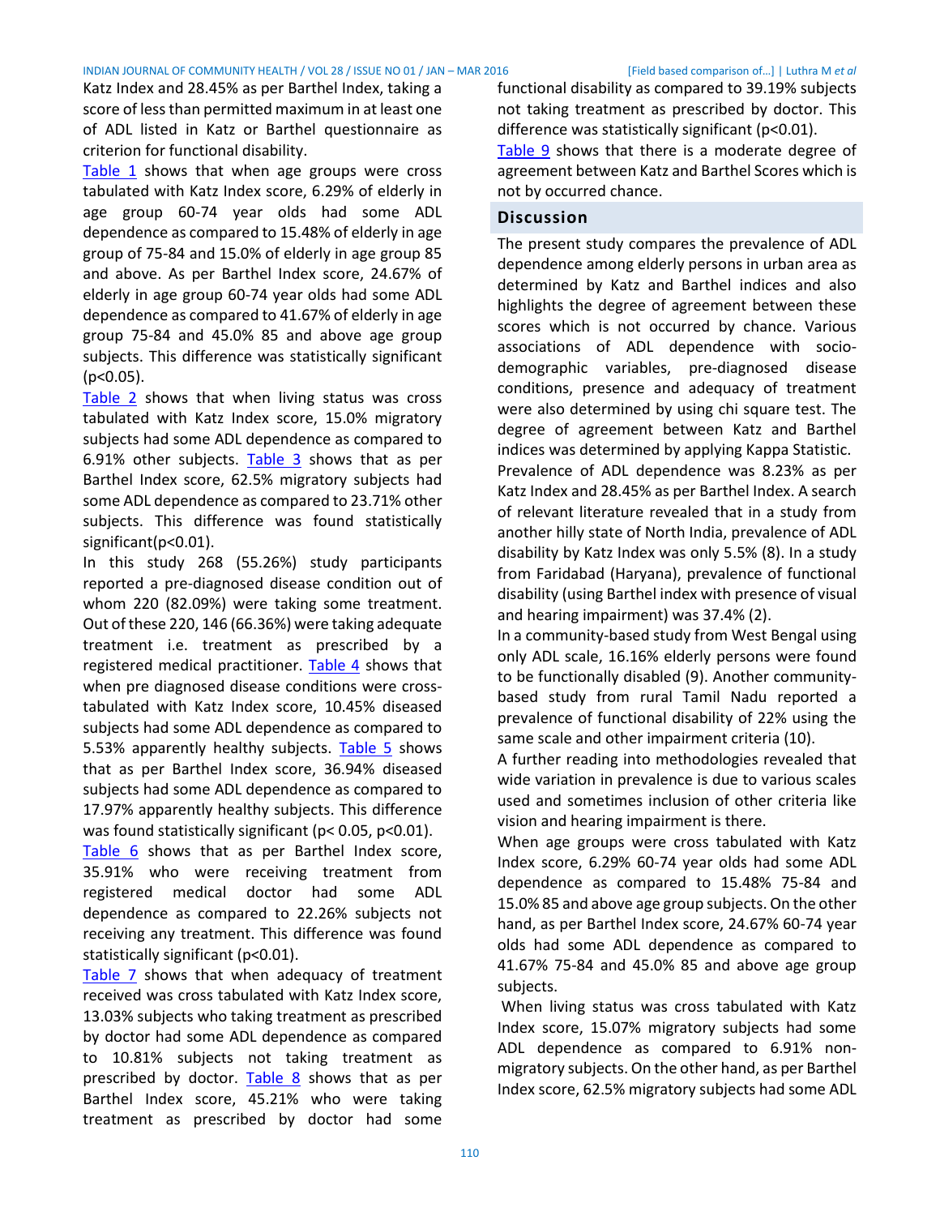Katz Index and 28.45% as per Barthel Index, taking a score of less than permitted maximum in at least one of ADL listed in Katz or Barthel questionnaire as criterion for functional disability.

Table 1 shows that when age groups were cross tabulated with Katz Index score, 6.29% of elderly in age group 60-74 year olds had some ADL dependence as compared to 15.48% of elderly in age group of 75-84 and 15.0% of elderly in age group 85 and above. As per Barthel Index score, 24.67% of elderly in age group 60-74 year olds had some ADL dependence as compared to 41.67% of elderly in age group 75-84 and 45.0% 85 and above age group subjects. This difference was statistically significant ($p<0.05$).

Table 2 shows that when living status was cross tabulated with Katz Index score, 15.0% migratory subjects had some ADL dependence as compared to 6.91% other subjects. Table 3 shows that as per Barthel Index score, 62.5% migratory subjects had some ADL dependence as compared to 23.71% other subjects. This difference was found statistically significant($p<0.01$).

In this study 268 (55.26%) study participants reported a pre-diagnosed disease condition out of whom 220 (82.09%) were taking some treatment. Out of these 220, 146 (66.36%) were taking adequate treatment i.e. treatment as prescribed by a registered medical practitioner. Table 4 shows that when pre diagnosed disease conditions were cross-tabulated with Katz Index score, 10.45% diseased subjects had some ADL dependence as compared to 5.53% apparently healthy subjects. Table 5 shows that as per Barthel Index score, 36.94% diseased subjects had some ADL dependence as compared to 17.97% apparently healthy subjects. This difference was found statistically significant ($p< 0.05$, $p<0.01$).

Table 6 shows that as per Barthel Index score, 35.91% who were receiving treatment from registered medical doctor had some ADL dependence as compared to 22.26% subjects not receiving any treatment. This difference was found statistically significant ($p<0.01$).

Table 7 shows that when adequacy of treatment received was cross tabulated with Katz Index score, 13.03% subjects who taking treatment as prescribed by doctor had some ADL dependence as compared to 10.81% subjects not taking treatment as prescribed by doctor. Table 8 shows that as per Barthel Index score, 45.21% who were taking treatment as prescribed by doctor had some functional disability as compared to 39.19% subjects not taking treatment as prescribed by doctor. This difference was statistically significant ($p<0.01$).

Table 9 shows that there is a moderate degree of agreement between Katz and Barthel Scores which is not by occurred chance.

## Discussion

The present study compares the prevalence of ADL dependence among elderly persons in urban area as determined by Katz and Barthel indices and also highlights the degree of agreement between these scores which is not occurred by chance. Various associations of ADL dependence with socio-demographic variables, pre-diagnosed disease conditions, presence and adequacy of treatment were also determined by using chi square test. The degree of agreement between Katz and Barthel indices was determined by applying Kappa Statistic.

Prevalence of ADL dependence was 8.23% as per Katz Index and 28.45% as per Barthel Index. A search of relevant literature revealed that in a study from another hilly state of North India, prevalence of ADL disability by Katz Index was only 5.5% (8). In a study from Faridabad (Haryana), prevalence of functional disability (using Barthel index with presence of visual and hearing impairment) was 37.4% (2).

In a community-based study from West Bengal using only ADL scale, 16.16% elderly persons were found to be functionally disabled (9). Another community-based study from rural Tamil Nadu reported a prevalence of functional disability of 22% using the same scale and other impairment criteria (10).

A further reading into methodologies revealed that wide variation in prevalence is due to various scales used and sometimes inclusion of other criteria like vision and hearing impairment is there.

When age groups were cross tabulated with Katz Index score, 6.29% 60-74 year olds had some ADL dependence as compared to 15.48% 75-84 and 15.0% 85 and above age group subjects. On the other hand, as per Barthel Index score, 24.67% 60-74 year olds had some ADL dependence as compared to 41.67% 75-84 and 45.0% 85 and above age group subjects.

When living status was cross tabulated with Katz Index score, 15.07% migratory subjects had some ADL dependence as compared to 6.91% non-migratory subjects. On the other hand, as per Barthel Index score, 62.5% migratory subjects had some ADL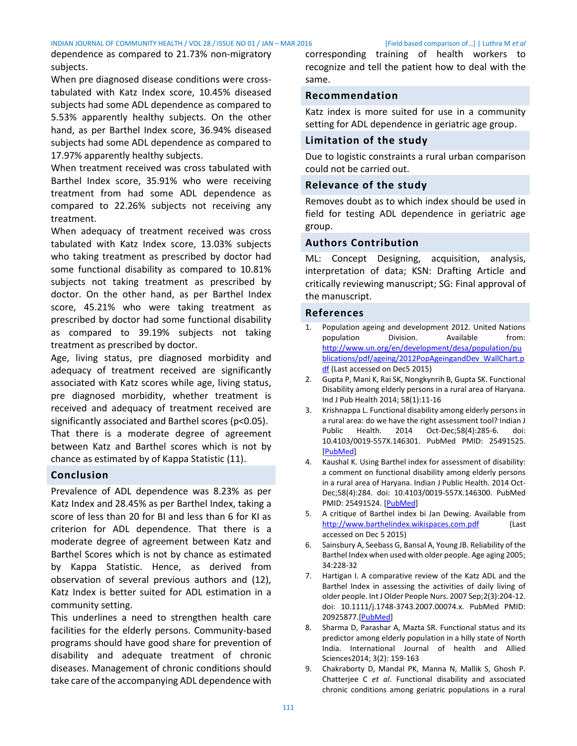dependence as compared to 21.73% non-migratory subjects.

When pre diagnosed disease conditions were cross-tabulated with Katz Index score, 10.45% diseased subjects had some ADL dependence as compared to 5.53% apparently healthy subjects. On the other hand, as per Barthel Index score, 36.94% diseased subjects had some ADL dependence as compared to 17.97% apparently healthy subjects.

When treatment received was cross tabulated with Barthel Index score, 35.91% who were receiving treatment from had some ADL dependence as compared to 22.26% subjects not receiving any treatment.

When adequacy of treatment received was cross tabulated with Katz Index score, 13.03% subjects who taking treatment as prescribed by doctor had some functional disability as compared to 10.81% subjects not taking treatment as prescribed by doctor. On the other hand, as per Barthel Index score, 45.21% who were taking treatment as prescribed by doctor had some functional disability as compared to 39.19% subjects not taking treatment as prescribed by doctor.

Age, living status, pre diagnosed morbidity and adequacy of treatment received are significantly associated with Katz scores while age, living status, pre diagnosed morbidity, whether treatment is received and adequacy of treatment received are significantly associated and Barthel scores ($p<0.05$).

That there is a moderate degree of agreement between Katz and Barthel scores which is not by chance as estimated by of Kappa Statistic (11).

## Conclusion

Prevalence of ADL dependence was 8.23% as per Katz Index and 28.45% as per Barthel Index, taking a score of less than 20 for BI and less than 6 for KI as criterion for ADL dependence. That there is a moderate degree of agreement between Katz and Barthel Scores which is not by chance as estimated by Kappa Statistic. Hence, as derived from observation of several previous authors and (12), Katz Index is better suited for ADL estimation in a community setting.

This underlines a need to strengthen health care facilities for the elderly persons. Community-based programs should have good share for prevention of disability and adequate treatment of chronic diseases. Management of chronic conditions should take care of the accompanying ADL dependence with corresponding training of health workers to recognize and tell the patient how to deal with the same.

## Recommendation

Katz index is more suited for use in a community setting for ADL dependence in geriatric age group.

## Limitation of the study

Due to logistic constraints a rural urban comparison could not be carried out.

## Relevance of the study

Removes doubt as to which index should be used in field for testing ADL dependence in geriatric age group.

## Authors Contribution

ML: Concept Designing, acquisition, analysis, interpretation of data; KSN: Drafting Article and critically reviewing manuscript; SG: Final approval of the manuscript.

## References

1. Population ageing and development 2012. United Nations population Division. Available from: http://www.un.org/en/development/desa/population/publications/pdf/ageing/2012PopAgeingandDev_WallChart.pdf (Last accessed on Dec5 2015)
2. Gupta P, Mani K, Rai SK, Nongkynrih B, Gupta SK. Functional Disability among elderly persons in a rural area of Haryana. Ind J Pub Health 2014; 58(1):11-16
3. Krishnappa L. Functional disability among elderly persons in a rural area: do we have the right assessment tool? Indian J Public Health. 2014 Oct-Dec;58(4):285-6. doi: 10.4103/0019-557X.146301. PubMed PMID: 25491525. [PubMed]
4. Kaushal K. Using Barthel index for assessment of disability: a comment on functional disability among elderly persons in a rural area of Haryana. Indian J Public Health. 2014 Oct-Dec;58(4):284. doi: 10.4103/0019-557X.146300. PubMed PMID: 25491524. [PubMed]
5. A critique of Barthel index bi Jan Dewing. Available from http://www.barthelindex.wikispaces.com.pdf (Last accessed on Dec 5 2015)
6. Sainsbury A, Seebass G, Bansal A, Young JB. Reliability of the Barthel Index when used with older people. Age aging 2005; 34:228-32
7. Hartigan I. A comparative review of the Katz ADL and the Barthel Index in assessing the activities of daily living of older people. Int J Older People Nurs. 2007 Sep;2(3):204-12. doi: 10.1111/j.1748-3743.2007.00074.x. PubMed PMID: 20925877.[PubMed]
8. Sharma D, Parashar A, Mazta SR. Functional status and its predictor among elderly population in a hilly state of North India. International Journal of health and Allied Sciences2014; 3(2): 159-163
9. Chakraborty D, Mandal PK, Manna N, Mallik S, Ghosh P. Chatterjee C *et al*. Functional disability and associated chronic conditions among geriatric populations in a rural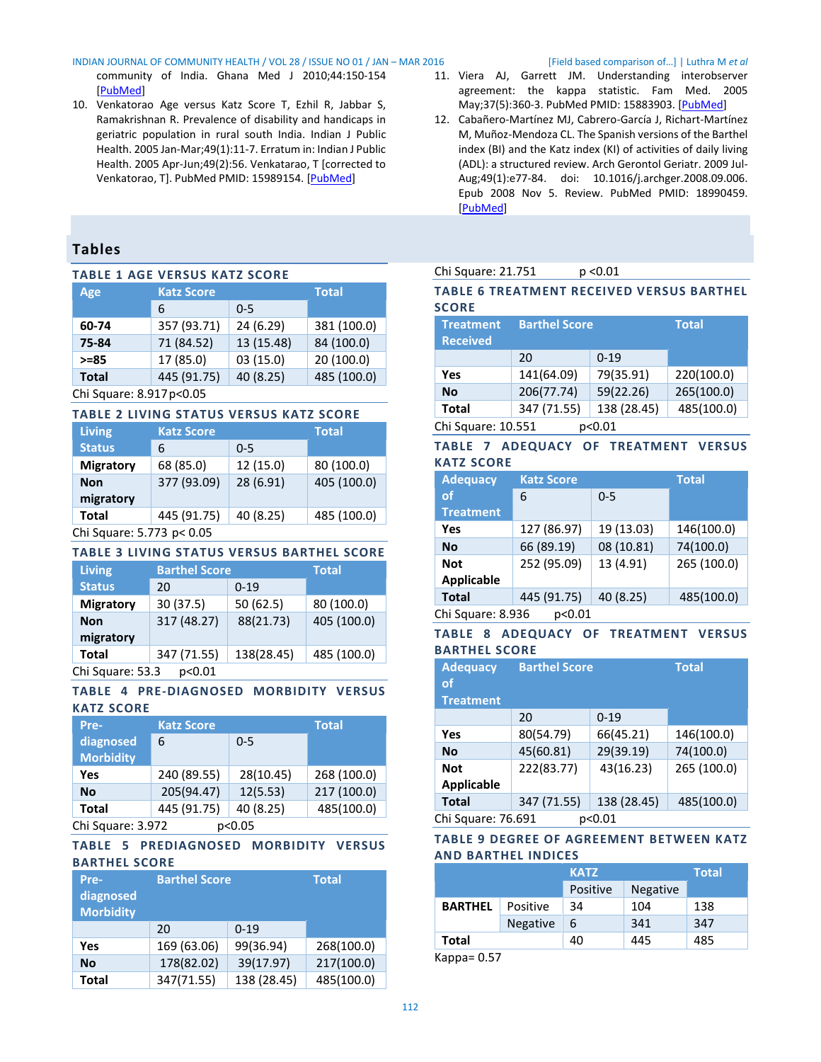community of India. Ghana Med J 2010;44:150-154 [PubMed]

10. Venkatorao Age versus Katz Score T, Ezhil R, Jabbar S, Ramakrishnan R. Prevalence of disability and handicaps in geriatric population in rural south India. Indian J Public Health. 2005 Jan-Mar;49(1):11-7. Erratum in: Indian J Public Health. 2005 Apr-Jun;49(2):56. Venkatarao, T [corrected to Venkatorao, T]. PubMed PMID: 15989154. [PubMed]

11. Viera AJ, Garrett JM. Understanding interobserver agreement: the kappa statistic. Fam Med. 2005 May;37(5):360-3. PubMed PMID: 15883903. [PubMed]

12. Cabañero-Martínez MJ, Cabrero-García J, Richart-Martínez M, Muñoz-Mendoza CL. The Spanish versions of the Barthel index (BI) and the Katz index (KI) of activities of daily living (ADL): a structured review. Arch Gerontol Geriatr. 2009 Jul-Aug;49(1):e77-84. doi: 10.1016/j.archger.2008.09.006. Epub 2008 Nov 5. Review. PubMed PMID: 18990459. [PubMed]

## Tables

### TABLE 1 AGE VERSUS KATZ SCORE

| Age | Katz Score | | Total |
|---|---|---|---|
| | 6 | 0-5 | |
| **60-74** | 357 (93.71) | 24 (6.29) | 381 (100.0) |
| **75-84** | 71 (84.52) | 13 (15.48) | 84 (100.0) |
| **>=85** | 17 (85.0) | 03 (15.0) | 20 (100.0) |
| **Total** | 445 (91.75) | 40 (8.25) | 485 (100.0) |

Chi Square: 8.917 p<0.05

### TABLE 2 LIVING STATUS VERSUS KATZ SCORE

| Living Status | Katz Score | | Total |
|---|---|---|---|
| | 6 | 0-5 | |
| **Migratory** | 68 (85.0) | 12 (15.0) | 80 (100.0) |
| **Non migratory** | 377 (93.09) | 28 (6.91) | 405 (100.0) |
| **Total** | 445 (91.75) | 40 (8.25) | 485 (100.0) |

Chi Square: 5.773 p< 0.05

### TABLE 3 LIVING STATUS VERSUS BARTHEL SCORE

| Living Status | Barthel Score | | Total |
|---|---|---|---|
| | 20 | 0-19 | |
| **Migratory** | 30 (37.5) | 50 (62.5) | 80 (100.0) |
| **Non migratory** | 317 (48.27) | 88(21.73) | 405 (100.0) |
| **Total** | 347 (71.55) | 138(28.45) | 485 (100.0) |

Chi Square: 53.3 p<0.01

### TABLE 4 PRE-DIAGNOSED MORBIDITY VERSUS KATZ SCORE

| Pre-diagnosed Morbidity | Katz Score | | Total |
|---|---|---|---|
| | 6 | 0-5 | |
| **Yes** | 240 (89.55) | 28(10.45) | 268 (100.0) |
| **No** | 205(94.47) | 12(5.53) | 217 (100.0) |
| **Total** | 445 (91.75) | 40 (8.25) | 485(100.0) |

Chi Square: 3.972 p<0.05

### TABLE 5 PREDIAGNOSED MORBIDITY VERSUS BARTHEL SCORE

| Pre-diagnosed Morbidity | Barthel Score | | Total |
|---|---|---|---|
| | 20 | 0-19 | |
| **Yes** | 169 (63.06) | 99(36.94) | 268(100.0) |
| **No** | 178(82.02) | 39(17.97) | 217(100.0) |
| **Total** | 347(71.55) | 138 (28.45) | 485(100.0) |

Chi Square: 21.751 p <0.01

### TABLE 6 TREATMENT RECEIVED VERSUS BARTHEL SCORE

| Treatment Received | Barthel Score | | Total |
|---|---|---|---|
| | 20 | 0-19 | |
| **Yes** | 141(64.09) | 79(35.91) | 220(100.0) |
| **No** | 206(77.74) | 59(22.26) | 265(100.0) |
| **Total** | 347 (71.55) | 138 (28.45) | 485(100.0) |

Chi Square: 10.551 p<0.01

### TABLE 7 ADEQUACY OF TREATMENT VERSUS KATZ SCORE

| Adequacy of Treatment | Katz Score | | Total |
|---|---|---|---|
| | 6 | 0-5 | |
| **Yes** | 127 (86.97) | 19 (13.03) | 146(100.0) |
| **No** | 66 (89.19) | 08 (10.81) | 74(100.0) |
| **Not Applicable** | 252 (95.09) | 13 (4.91) | 265 (100.0) |
| **Total** | 445 (91.75) | 40 (8.25) | 485(100.0) |

Chi Square: 8.936 p<0.01

### TABLE 8 ADEQUACY OF TREATMENT VERSUS BARTHEL SCORE

| Adequacy of Treatment | Barthel Score | | Total |
|---|---|---|---|
| | 20 | 0-19 | |
| **Yes** | 80(54.79) | 66(45.21) | 146(100.0) |
| **No** | 45(60.81) | 29(39.19) | 74(100.0) |
| **Not Applicable** | 222(83.77) | 43(16.23) | 265 (100.0) |
| **Total** | 347 (71.55) | 138 (28.45) | 485(100.0) |

Chi Square: 76.691 p<0.01

### TABLE 9 DEGREE OF AGREEMENT BETWEEN KATZ AND BARTHEL INDICES

| | | KATZ | | Total |
|---|---|---|---|---|
| | | Positive | Negative | |
| **BARTHEL** | Positive | 34 | 104 | 138 |
| | Negative | 6 | 341 | 347 |
| **Total** | | 40 | 445 | 485 |

Kappa= 0.57